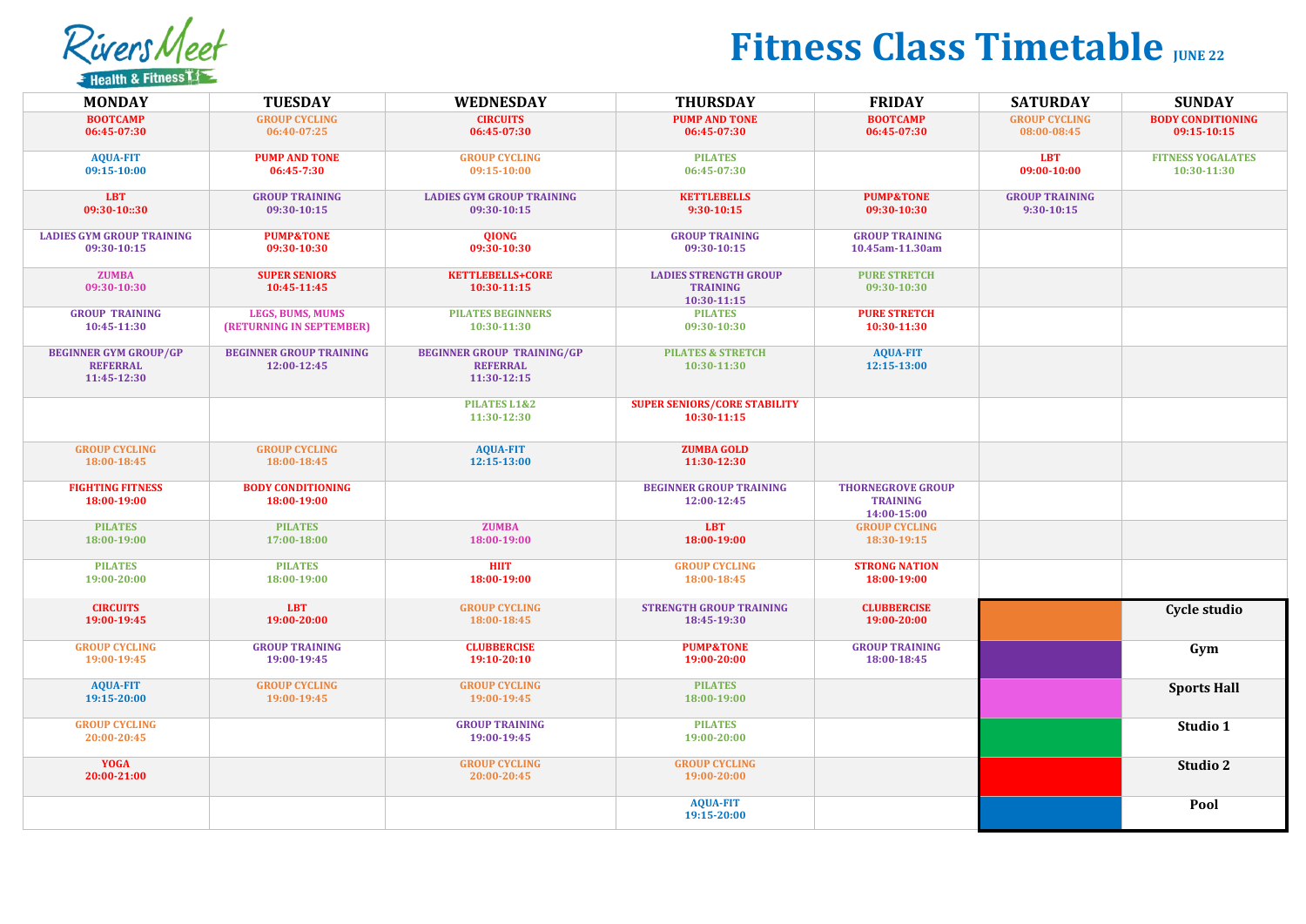# Fitness Class Timetable JUNE 22

RiversMeet Health & Fitness

| MONDAY | TUESDAY | WEDNESDAY | THURSDAY | FRIDAY | SATURDAY | SUNDAY |
|---|---|---|---|---|---|---|
| BOOTCAMP 06:45-07:30 | GROUP CYCLING 06:40-07:25 | CIRCUITS 06:45-07:30 | PUMP AND TONE 06:45-07:30 | BOOTCAMP 06:45-07:30 | GROUP CYCLING 08:00-08:45 | BODY CONDITIONING 09:15-10:15 |
| AQUA-FIT 09:15-10:00 | PUMP AND TONE 06:45-7:30 | GROUP CYCLING 09:15-10:00 | PILATES 06:45-07:30 | | LBT 09:00-10:00 | FITNESS YOGALATES 10:30-11:30 |
| LBT 09:30-10::30 | GROUP TRAINING 09:30-10:15 | LADIES GYM GROUP TRAINING 09:30-10:15 | KETTLEBELLS 9:30-10:15 | PUMP&TONE 09:30-10:30 | GROUP TRAINING 9:30-10:15 | |
| LADIES GYM GROUP TRAINING 09:30-10:15 | PUMP&TONE 09:30-10:30 | QIONG 09:30-10:30 | GROUP TRAINING 09:30-10:15 | GROUP TRAINING 10.45am-11.30am | | |
| ZUMBA 09:30-10:30 | SUPER SENIORS 10:45-11:45 | KETTLEBELLS+CORE 10:30-11:15 | LADIES STRENGTH GROUP TRAINING 10:30-11:15 | PURE STRETCH 09:30-10:30 | | |
| GROUP TRAINING 10:45-11:30 | LEGS, BUMS, MUMS (RETURNING IN SEPTEMBER) | PILATES BEGINNERS 10:30-11:30 | PILATES 09:30-10:30 | PURE STRETCH 10:30-11:30 | | |
| BEGINNER GYM GROUP/GP REFERRAL 11:45-12:30 | BEGINNER GROUP TRAINING 12:00-12:45 | BEGINNER GROUP TRAINING/GP REFERRAL 11:30-12:15 | PILATES & STRETCH 10:30-11:30 | AQUA-FIT 12:15-13:00 | | |
| | | PILATES L1&2 11:30-12:30 | SUPER SENIORS/CORE STABILITY 10:30-11:15 | | | |
| GROUP CYCLING 18:00-18:45 | GROUP CYCLING 18:00-18:45 | AQUA-FIT 12:15-13:00 | ZUMBA GOLD 11:30-12:30 | | | |
| FIGHTING FITNESS 18:00-19:00 | BODY CONDITIONING 18:00-19:00 | | BEGINNER GROUP TRAINING 12:00-12:45 | THORNEGROVE GROUP TRAINING 14:00-15:00 | | |
| PILATES 18:00-19:00 | PILATES 17:00-18:00 | ZUMBA 18:00-19:00 | LBT 18:00-19:00 | GROUP CYCLING 18:30-19:15 | | |
| PILATES 19:00-20:00 | PILATES 18:00-19:00 | HIIT 18:00-19:00 | GROUP CYCLING 18:00-18:45 | STRONG NATION 18:00-19:00 | | |
| CIRCUITS 19:00-19:45 | LBT 19:00-20:00 | GROUP CYCLING 18:00-18:45 | STRENGTH GROUP TRAINING 18:45-19:30 | CLUBBERCISE 19:00-20:00 | | |
| GROUP CYCLING 19:00-19:45 | GROUP TRAINING 19:00-19:45 | CLUBBERCISE 19:10-20:10 | PUMP&TONE 19:00-20:00 | GROUP TRAINING 18:00-18:45 | | |
| AQUA-FIT 19:15-20:00 | GROUP CYCLING 19:00-19:45 | GROUP CYCLING 19:00-19:45 | PILATES 18:00-19:00 | | | |
| GROUP CYCLING 20:00-20:45 | | GROUP TRAINING 19:00-19:45 | PILATES 19:00-20:00 | | | |
| YOGA 20:00-21:00 | | GROUP CYCLING 20:00-20:45 | GROUP CYCLING 19:00-20:00 | | | |
| | | | AQUA-FIT 19:15-20:00 | | | |

**Key:**

| Colour | Location |
|---|---|
| Orange | Cycle studio |
| Purple | Gym |
| Pink | Sports Hall |
| Green | Studio 1 |
| Red | Studio 2 |
| Blue | Pool |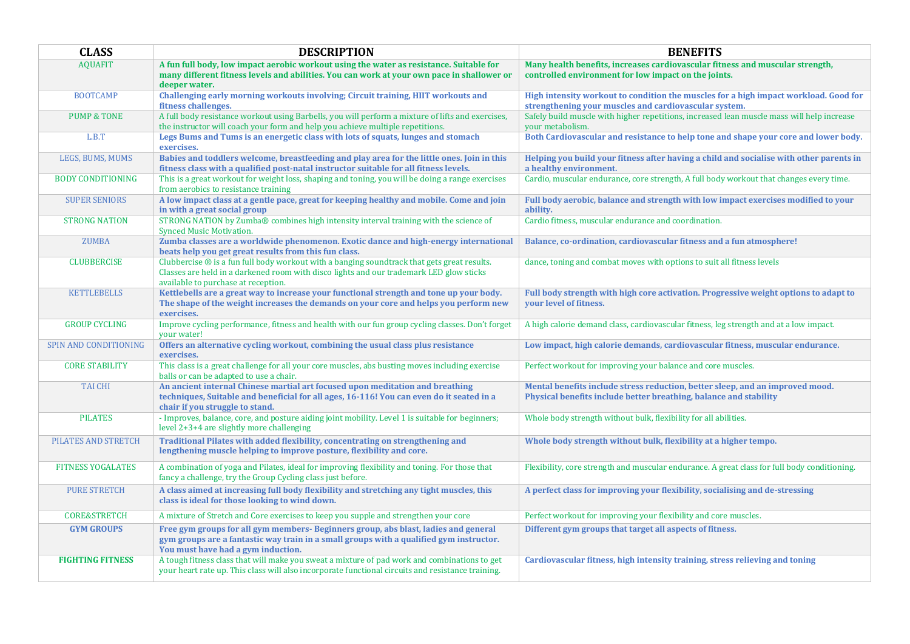| CLASS | DESCRIPTION | BENEFITS |
|---|---|---|
| AQUAFIT | **A fun full body, low impact aerobic workout using the water as resistance. Suitable for many different fitness levels and abilities. You can work at your own pace in shallower or deeper water.** | **Many health benefits, increases cardiovascular fitness and muscular strength, controlled environment for low impact on the joints.** |
| BOOTCAMP | **Challenging early morning workouts involving; Circuit training, HIIT workouts and fitness challenges.** | **High intensity workout to condition the muscles for a high impact workload. Good for strengthening your muscles and cardiovascular system.** |
| PUMP & TONE | A full body resistance workout using Barbells, you will perform a mixture of lifts and exercises, the instructor will coach your form and help you achieve multiple repetitions. | Safely build muscle with higher repetitions, increased lean muscle mass will help increase your metabolism. |
| L.B.T | **Legs Bums and Tums is an energetic class with lots of squats, lunges and stomach exercises.** | **Both Cardiovascular and resistance to help tone and shape your core and lower body.** |
| LEGS, BUMS, MUMS | **Babies and toddlers welcome, breastfeeding and play area for the little ones. Join in this fitness class with a qualified post-natal instructor suitable for all fitness levels.** | **Helping you build your fitness after having a child and socialise with other parents in a healthy environment.** |
| BODY CONDITIONING | This is a great workout for weight loss, shaping and toning, you will be doing a range exercises from aerobics to resistance training | Cardio, muscular endurance, core strength, A full body workout that changes every time. |
| SUPER SENIORS | **A low impact class at a gentle pace, great for keeping healthy and mobile. Come and join in with a great social group** | **Full body aerobic, balance and strength with low impact exercises modified to your ability.** |
| STRONG NATION | STRONG NATION by Zumba® combines high intensity interval training with the science of Synced Music Motivation. | Cardio fitness, muscular endurance and coordination. |
| ZUMBA | **Zumba classes are a worldwide phenomenon. Exotic dance and high-energy international beats help you get great results from this fun class.** | **Balance, co-ordination, cardiovascular fitness and a fun atmosphere!** |
| CLUBBERCISE | Clubbercise ® is a fun full body workout with a banging soundtrack that gets great results. Classes are held in a darkened room with disco lights and our trademark LED glow sticks available to purchase at reception. | dance, toning and combat moves with options to suit all fitness levels |
| KETTLEBELLS | **Kettlebells are a great way to increase your functional strength and tone up your body. The shape of the weight increases the demands on your core and helps you perform new exercises.** | **Full body strength with high core activation. Progressive weight options to adapt to your level of fitness.** |
| GROUP CYCLING | Improve cycling performance, fitness and health with our fun group cycling classes. Don't forget your water! | A high calorie demand class, cardiovascular fitness, leg strength and at a low impact. |
| SPIN AND CONDITIONING | **Offers an alternative cycling workout, combining the usual class plus resistance exercises.** | **Low impact, high calorie demands, cardiovascular fitness, muscular endurance.** |
| CORE STABILITY | This class is a great challenge for all your core muscles, abs busting moves including exercise balls or can be adapted to use a chair. | Perfect workout for improving your balance and core muscles. |
| TAI CHI | **An ancient internal Chinese martial art focused upon meditation and breathing techniques, Suitable and beneficial for all ages, 16-116! You can even do it seated in a chair if you struggle to stand.** | **Mental benefits include stress reduction, better sleep, and an improved mood. Physical benefits include better breathing, balance and stability** |
| PILATES | - Improves, balance, core, and posture aiding joint mobility. Level 1 is suitable for beginners; level 2+3+4 are slightly more challenging | Whole body strength without bulk, flexibility for all abilities. |
| PILATES AND STRETCH | **Traditional Pilates with added flexibility, concentrating on strengthening and lengthening muscle helping to improve posture, flexibility and core.** | **Whole body strength without bulk, flexibility at a higher tempo.** |
| FITNESS YOGALATES | A combination of yoga and Pilates, ideal for improving flexibility and toning. For those that fancy a challenge, try the Group Cycling class just before. | Flexibility, core strength and muscular endurance. A great class for full body conditioning. |
| PURE STRETCH | **A class aimed at increasing full body flexibility and stretching any tight muscles, this class is ideal for those looking to wind down.** | **A perfect class for improving your flexibility, socialising and de-stressing** |
| CORE&STRETCH | A mixture of Stretch and Core exercises to keep you supple and strengthen your core | Perfect workout for improving your flexibility and core muscles. |
| **GYM GROUPS** | **Free gym groups for all gym members- Beginners group, abs blast, ladies and general gym groups are a fantastic way train in a small groups with a qualified gym instructor. You must have had a gym induction.** | **Different gym groups that target all aspects of fitness.** |
| **FIGHTING FITNESS** | A tough fitness class that will make you sweat a mixture of pad work and combinations to get your heart rate up. This class will also incorporate functional circuits and resistance training. | **Cardiovascular fitness, high intensity training, stress relieving and toning** |